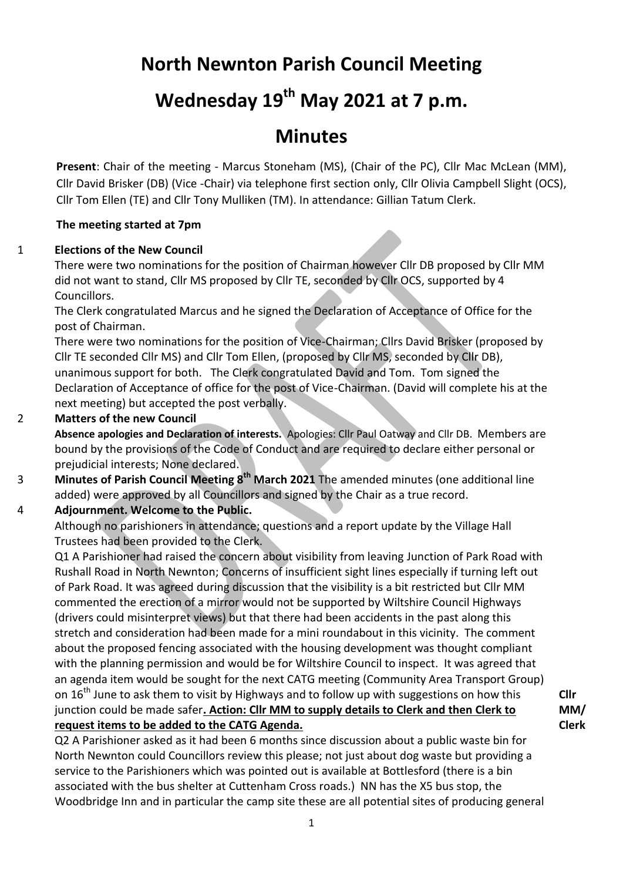# North Newnton Parish Council Meeting

# Wednesday 19th May 2021 at 7 p.m.

# Minutes

**Present**: Chair of the meeting - Marcus Stoneham (MS), (Chair of the PC), Cllr Mac McLean (MM), Cllr David Brisker (DB) (Vice -Chair) via telephone first section only, Cllr Olivia Campbell Slight (OCS), Cllr Tom Ellen (TE) and Cllr Tony Mulliken (TM). In attendance: Gillian Tatum Clerk.

**The meeting started at 7pm**

1 **Elections of the New Council**

There were two nominations for the position of Chairman however Cllr DB proposed by Cllr MM did not want to stand, Cllr MS proposed by Cllr TE, seconded by Cllr OCS, supported by 4 Councillors.

The Clerk congratulated Marcus and he signed the Declaration of Acceptance of Office for the post of Chairman.

There were two nominations for the position of Vice-Chairman; Cllrs David Brisker (proposed by Cllr TE seconded Cllr MS) and Cllr Tom Ellen, (proposed by Cllr MS, seconded by Cllr DB), unanimous support for both. The Clerk congratulated David and Tom. Tom signed the Declaration of Acceptance of office for the post of Vice-Chairman. (David will complete his at the next meeting) but accepted the post verbally.

2 **Matters of the new Council**

**Absence apologies and Declaration of interests.** Apologies: Cllr Paul Oatway and Cllr DB. Members are bound by the provisions of the Code of Conduct and are required to declare either personal or prejudicial interests; None declared.

3 **Minutes of Parish Council Meeting 8th March 2021** The amended minutes (one additional line added) were approved by all Councillors and signed by the Chair as a true record.

4 **Adjournment. Welcome to the Public.**

Although no parishioners in attendance; questions and a report update by the Village Hall Trustees had been provided to the Clerk.

Q1 A Parishioner had raised the concern about visibility from leaving Junction of Park Road with Rushall Road in North Newnton; Concerns of insufficient sight lines especially if turning left out of Park Road. It was agreed during discussion that the visibility is a bit restricted but Cllr MM commented the erection of a mirror would not be supported by Wiltshire Council Highways (drivers could misinterpret views) but that there had been accidents in the past along this stretch and consideration had been made for a mini roundabout in this vicinity. The comment about the proposed fencing associated with the housing development was thought compliant with the planning permission and would be for Wiltshire Council to inspect. It was agreed that an agenda item would be sought for the next CATG meeting (Community Area Transport Group) on 16th June to ask them to visit by Highways and to follow up with suggestions on how this junction could be made safer**. <u>Action: Cllr MM to supply details to Clerk and then Clerk to request items to be added to the CATG Agenda.</u>** **Cllr MM/ Clerk**

Q2 A Parishioner asked as it had been 6 months since discussion about a public waste bin for North Newnton could Councillors review this please; not just about dog waste but providing a service to the Parishioners which was pointed out is available at Bottlesford (there is a bin associated with the bus shelter at Cuttenham Cross roads.) NN has the X5 bus stop, the Woodbridge Inn and in particular the camp site these are all potential sites of producing general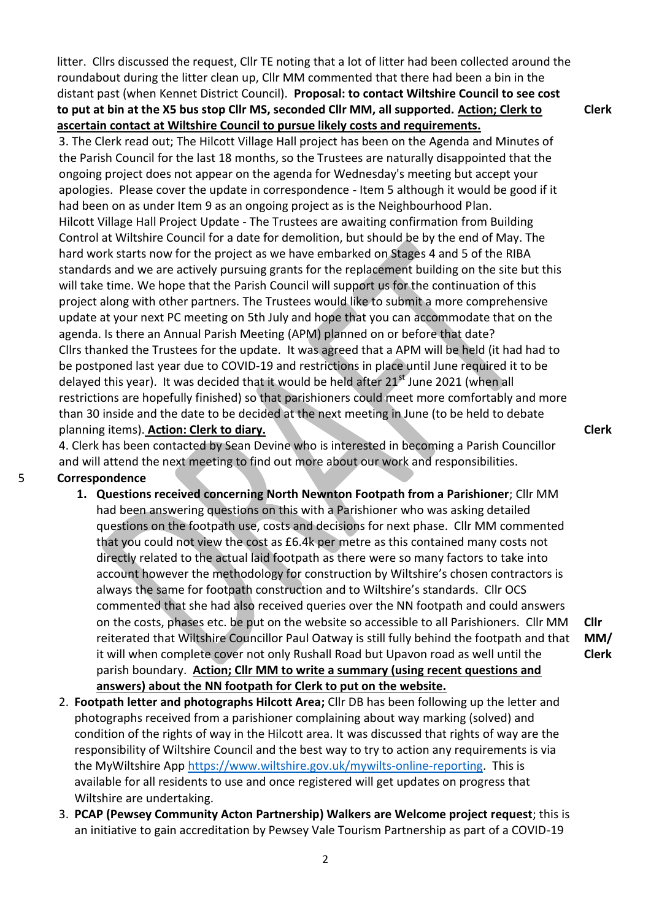litter. Cllrs discussed the request, Cllr TE noting that a lot of litter had been collected around the roundabout during the litter clean up, Cllr MM commented that there had been a bin in the distant past (when Kennet District Council). **Proposal: to contact Wiltshire Council to see cost to put at bin at the X5 bus stop Cllr MS, seconded Cllr MM, all supported. Action; Clerk to ascertain contact at Wiltshire Council to pursue likely costs and requirements.** **Clerk**

3. The Clerk read out; The Hilcott Village Hall project has been on the Agenda and Minutes of the Parish Council for the last 18 months, so the Trustees are naturally disappointed that the ongoing project does not appear on the agenda for Wednesday's meeting but accept your apologies. Please cover the update in correspondence - Item 5 although it would be good if it had been on as under Item 9 as an ongoing project as is the Neighbourhood Plan.
Hilcott Village Hall Project Update - The Trustees are awaiting confirmation from Building Control at Wiltshire Council for a date for demolition, but should be by the end of May. The hard work starts now for the project as we have embarked on Stages 4 and 5 of the RIBA standards and we are actively pursuing grants for the replacement building on the site but this will take time. We hope that the Parish Council will support us for the continuation of this project along with other partners. The Trustees would like to submit a more comprehensive update at your next PC meeting on 5th July and hope that you can accommodate that on the agenda. Is there an Annual Parish Meeting (APM) planned on or before that date?
Cllrs thanked the Trustees for the update. It was agreed that a APM will be held (it had had to be postponed last year due to COVID-19 and restrictions in place until June required it to be delayed this year). It was decided that it would be held after 21st June 2021 (when all restrictions are hopefully finished) so that parishioners could meet more comfortably and more than 30 inside and the date to be decided at the next meeting in June (to be held to debate planning items). **Action: Clerk to diary.** **Clerk**

4. Clerk has been contacted by Sean Devine who is interested in becoming a Parish Councillor and will attend the next meeting to find out more about our work and responsibilities.

5 **Correspondence**

1. **Questions received concerning North Newnton Footpath from a Parishioner**; Cllr MM had been answering questions on this with a Parishioner who was asking detailed questions on the footpath use, costs and decisions for next phase. Cllr MM commented that you could not view the cost as £6.4k per metre as this contained many costs not directly related to the actual laid footpath as there were so many factors to take into account however the methodology for construction by Wiltshire's chosen contractors is always the same for footpath construction and to Wiltshire's standards. Cllr OCS commented that she had also received queries over the NN footpath and could answers on the costs, phases etc. be put on the website so accessible to all Parishioners. Cllr MM reiterated that Wiltshire Councillor Paul Oatway is still fully behind the footpath and that it will when complete cover not only Rushall Road but Upavon road as well until the parish boundary. **Action; Cllr MM to write a summary (using recent questions and answers) about the NN footpath for Clerk to put on the website.** **Cllr MM/ Clerk**
2. **Footpath letter and photographs Hilcott Area;** Cllr DB has been following up the letter and photographs received from a parishioner complaining about way marking (solved) and condition of the rights of way in the Hilcott area. It was discussed that rights of way are the responsibility of Wiltshire Council and the best way to try to action any requirements is via the MyWiltshire App https://www.wiltshire.gov.uk/mywilts-online-reporting. This is available for all residents to use and once registered will get updates on progress that Wiltshire are undertaking.
3. **PCAP (Pewsey Community Acton Partnership) Walkers are Welcome project request**; this is an initiative to gain accreditation by Pewsey Vale Tourism Partnership as part of a COVID-19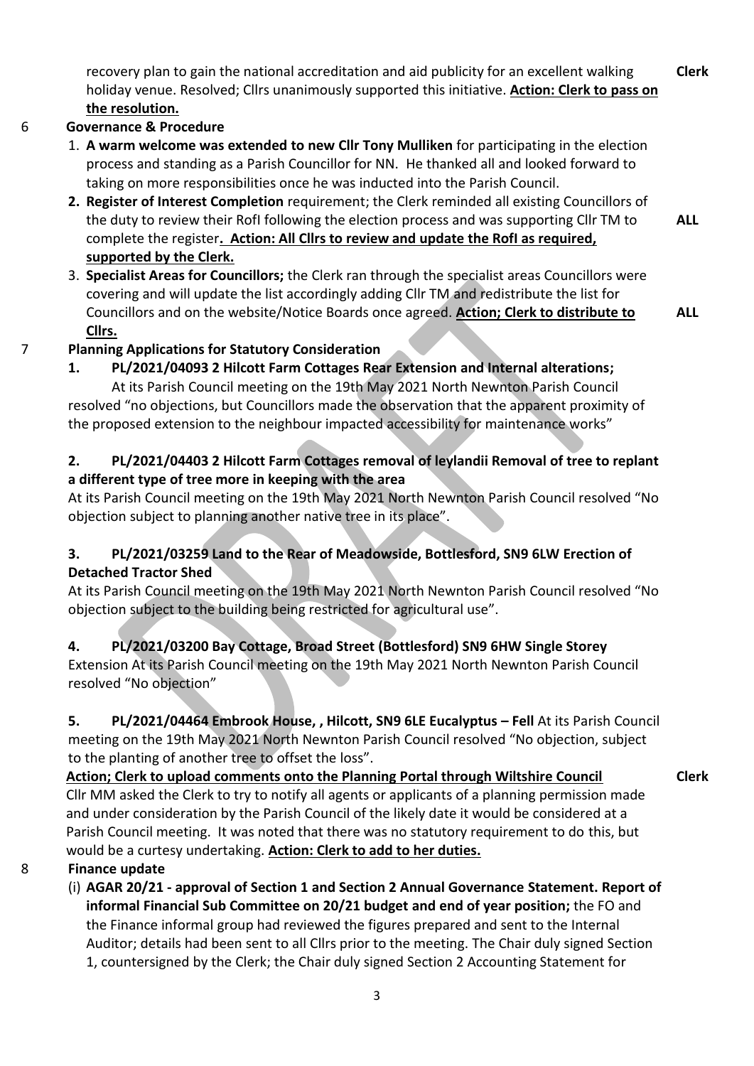recovery plan to gain the national accreditation and aid publicity for an excellent walking holiday venue. Resolved; Cllrs unanimously supported this initiative. **Action: Clerk to pass on the resolution.** **Clerk**

6 **Governance & Procedure**

1. **A warm welcome was extended to new Cllr Tony Mulliken** for participating in the election process and standing as a Parish Councillor for NN. He thanked all and looked forward to taking on more responsibilities once he was inducted into the Parish Council.
2. **Register of Interest Completion** requirement; the Clerk reminded all existing Councillors of the duty to review their RofI following the election process and was supporting Cllr TM to complete the register**. Action: All Cllrs to review and update the RofI as required, supported by the Clerk.** **ALL**
3. **Specialist Areas for Councillors;** the Clerk ran through the specialist areas Councillors were covering and will update the list accordingly adding Cllr TM and redistribute the list for Councillors and on the website/Notice Boards once agreed. **Action; Clerk to distribute to Cllrs.** **ALL**

7 **Planning Applications for Statutory Consideration**

**1. PL/2021/04093 2 Hilcott Farm Cottages Rear Extension and Internal alterations;**
At its Parish Council meeting on the 19th May 2021 North Newnton Parish Council resolved "no objections, but Councillors made the observation that the apparent proximity of the proposed extension to the neighbour impacted accessibility for maintenance works"

**2. PL/2021/04403 2 Hilcott Farm Cottages removal of leylandii Removal of tree to replant a different type of tree more in keeping with the area**
At its Parish Council meeting on the 19th May 2021 North Newnton Parish Council resolved "No objection subject to planning another native tree in its place".

**3. PL/2021/03259 Land to the Rear of Meadowside, Bottlesford, SN9 6LW Erection of Detached Tractor Shed**
At its Parish Council meeting on the 19th May 2021 North Newnton Parish Council resolved "No objection subject to the building being restricted for agricultural use".

**4. PL/2021/03200 Bay Cottage, Broad Street (Bottlesford) SN9 6HW Single Storey**
Extension At its Parish Council meeting on the 19th May 2021 North Newnton Parish Council resolved "No objection"

**5. PL/2021/04464 Embrook House, , Hilcott, SN9 6LE Eucalyptus – Fell** At its Parish Council meeting on the 19th May 2021 North Newnton Parish Council resolved "No objection, subject to the planting of another tree to offset the loss".

**Action; Clerk to upload comments onto the Planning Portal through Wiltshire Council** **Clerk**

Cllr MM asked the Clerk to try to notify all agents or applicants of a planning permission made and under consideration by the Parish Council of the likely date it would be considered at a Parish Council meeting. It was noted that there was no statutory requirement to do this, but would be a curtesy undertaking. **Action: Clerk to add to her duties.**

8 **Finance update**

(i) **AGAR 20/21 - approval of Section 1 and Section 2 Annual Governance Statement. Report of informal Financial Sub Committee on 20/21 budget and end of year position;** the FO and the Finance informal group had reviewed the figures prepared and sent to the Internal Auditor; details had been sent to all Cllrs prior to the meeting. The Chair duly signed Section 1, countersigned by the Clerk; the Chair duly signed Section 2 Accounting Statement for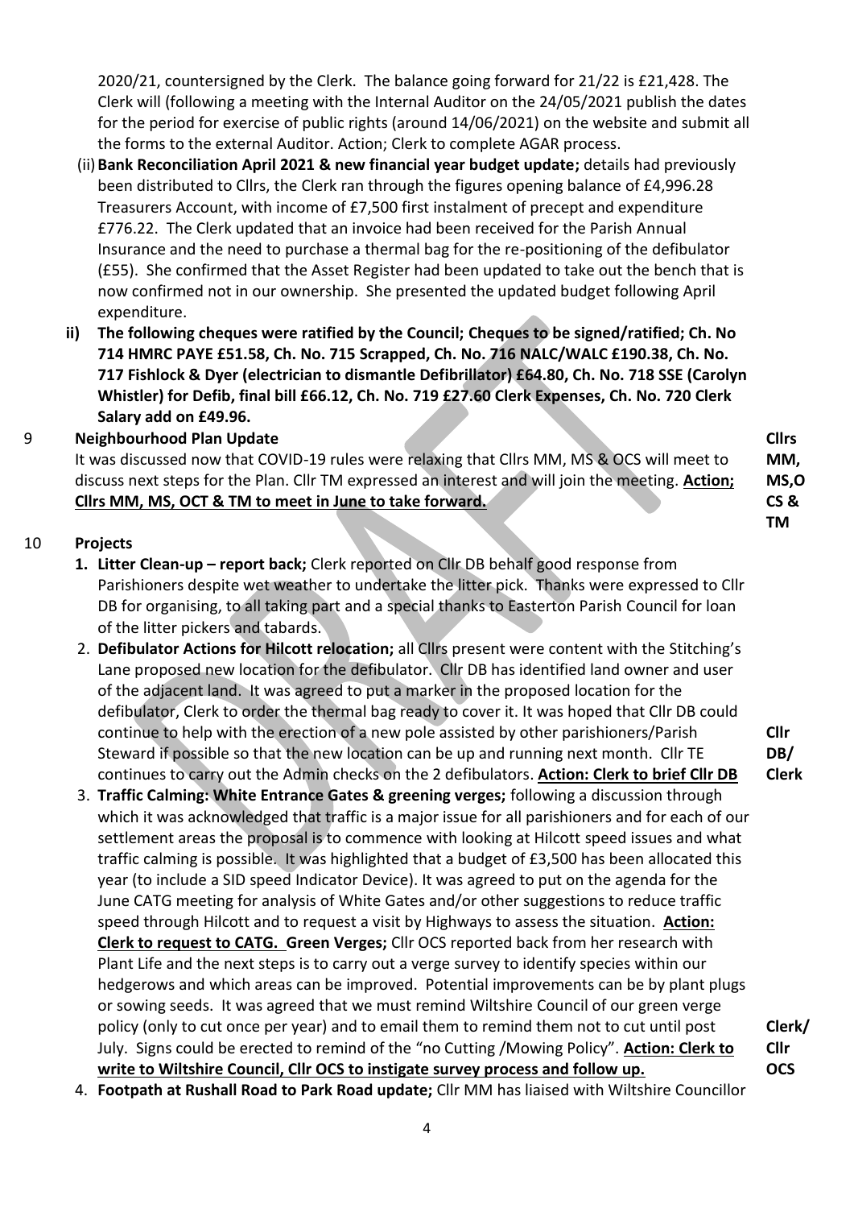2020/21, countersigned by the Clerk. The balance going forward for 21/22 is £21,428. The Clerk will (following a meeting with the Internal Auditor on the 24/05/2021 publish the dates for the period for exercise of public rights (around 14/06/2021) on the website and submit all the forms to the external Auditor. Action; Clerk to complete AGAR process.

(ii) **Bank Reconciliation April 2021 & new financial year budget update;** details had previously been distributed to Cllrs, the Clerk ran through the figures opening balance of £4,996.28 Treasurers Account, with income of £7,500 first instalment of precept and expenditure £776.22. The Clerk updated that an invoice had been received for the Parish Annual Insurance and the need to purchase a thermal bag for the re-positioning of the defibulator (£55). She confirmed that the Asset Register had been updated to take out the bench that is now confirmed not in our ownership. She presented the updated budget following April expenditure.

**ii) The following cheques were ratified by the Council; Cheques to be signed/ratified; Ch. No 714 HMRC PAYE £51.58, Ch. No. 715 Scrapped, Ch. No. 716 NALC/WALC £190.38, Ch. No. 717 Fishlock & Dyer (electrician to dismantle Defibrillator) £64.80, Ch. No. 718 SSE (Carolyn Whistler) for Defib, final bill £66.12, Ch. No. 719 £27.60 Clerk Expenses, Ch. No. 720 Clerk Salary add on £49.96.**

**9 Neighbourhood Plan Update**

It was discussed now that COVID-19 rules were relaxing that Cllrs MM, MS & OCS will meet to discuss next steps for the Plan. Cllr TM expressed an interest and will join the meeting. **<u>Action; Cllrs MM, MS, OCT & TM to meet in June to take forward.</u>** — **Cllrs MM, MS,OCS & TM**

**10 Projects**

1. **Litter Clean-up – report back;** Clerk reported on Cllr DB behalf good response from Parishioners despite wet weather to undertake the litter pick. Thanks were expressed to Cllr DB for organising, to all taking part and a special thanks to Easterton Parish Council for loan of the litter pickers and tabards.
2. **Defibulator Actions for Hilcott relocation;** all Cllrs present were content with the Stitching's Lane proposed new location for the defibulator. Cllr DB has identified land owner and user of the adjacent land. It was agreed to put a marker in the proposed location for the defibulator, Clerk to order the thermal bag ready to cover it. It was hoped that Cllr DB could continue to help with the erection of a new pole assisted by other parishioners/Parish Steward if possible so that the new location can be up and running next month. Cllr TE continues to carry out the Admin checks on the 2 defibulators. **<u>Action: Clerk to brief Cllr DB</u>** — **Cllr DB/ Clerk**
3. **Traffic Calming: White Entrance Gates & greening verges;** following a discussion through which it was acknowledged that traffic is a major issue for all parishioners and for each of our settlement areas the proposal is to commence with looking at Hilcott speed issues and what traffic calming is possible. It was highlighted that a budget of £3,500 has been allocated this year (to include a SID speed Indicator Device). It was agreed to put on the agenda for the June CATG meeting for analysis of White Gates and/or other suggestions to reduce traffic speed through Hilcott and to request a visit by Highways to assess the situation. **<u>Action: Clerk to request to CATG.</u>** **Green Verges;** Cllr OCS reported back from her research with Plant Life and the next steps is to carry out a verge survey to identify species within our hedgerows and which areas can be improved. Potential improvements can be by plant plugs or sowing seeds. It was agreed that we must remind Wiltshire Council of our green verge policy (only to cut once per year) and to email them to remind them not to cut until post July. Signs could be erected to remind of the "no Cutting /Mowing Policy". **<u>Action: Clerk to write to Wiltshire Council, Cllr OCS to instigate survey process and follow up.</u>** — **Clerk/ Cllr OCS**
4. **Footpath at Rushall Road to Park Road update;** Cllr MM has liaised with Wiltshire Councillor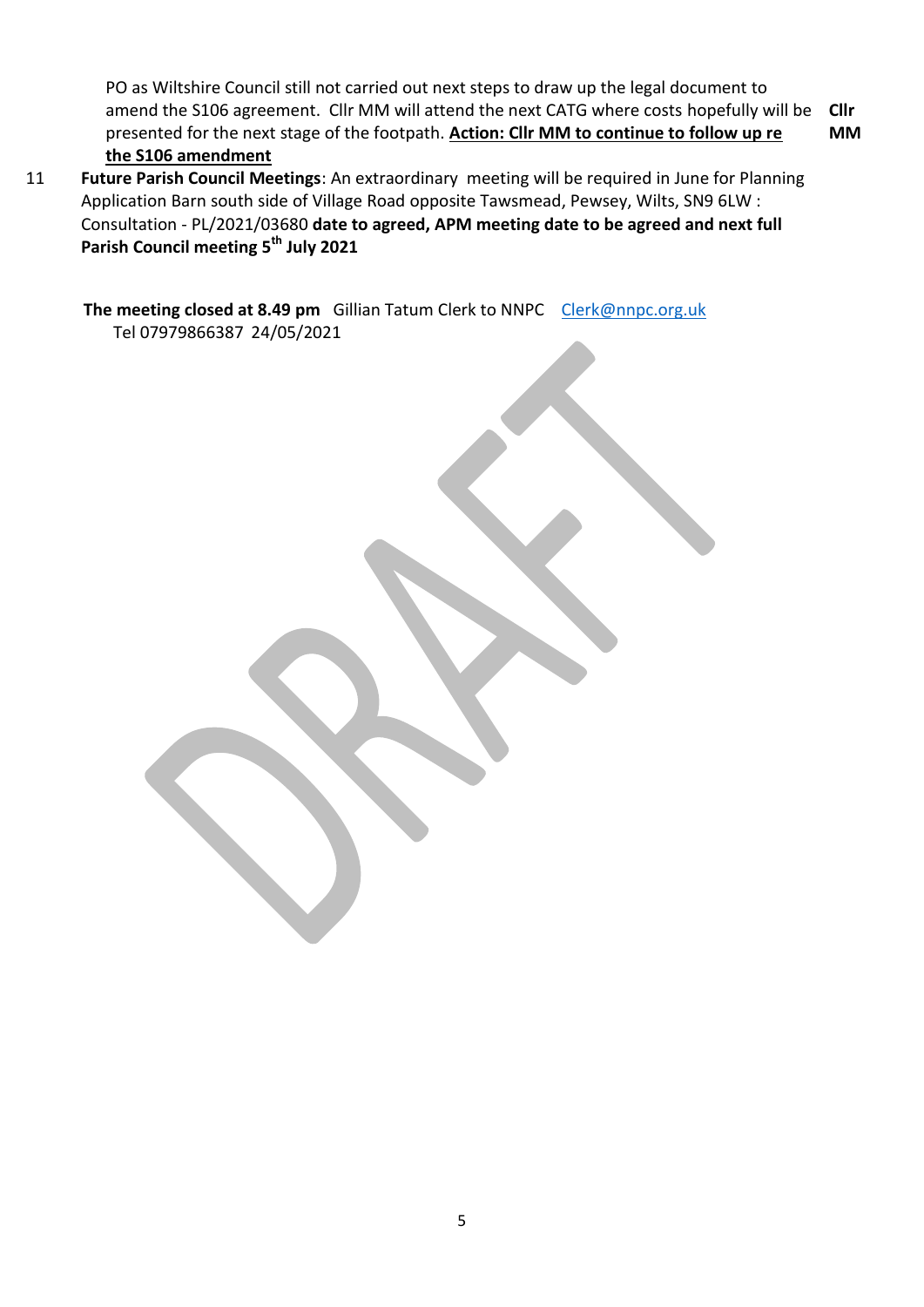PO as Wiltshire Council still not carried out next steps to draw up the legal document to amend the S106 agreement. Cllr MM will attend the next CATG where costs hopefully will be presented for the next stage of the footpath. **Action: Cllr MM to continue to follow up re the S106 amendment** **Cllr MM**

11 **Future Parish Council Meetings**: An extraordinary meeting will be required in June for Planning Application Barn south side of Village Road opposite Tawsmead, Pewsey, Wilts, SN9 6LW : Consultation - PL/2021/03680 **date to agreed, APM meeting date to be agreed and next full Parish Council meeting 5th July 2021**

**The meeting closed at 8.49 pm** Gillian Tatum Clerk to NNPC Clerk@nnpc.org.uk
Tel 07979866387 24/05/2021

DRAFT